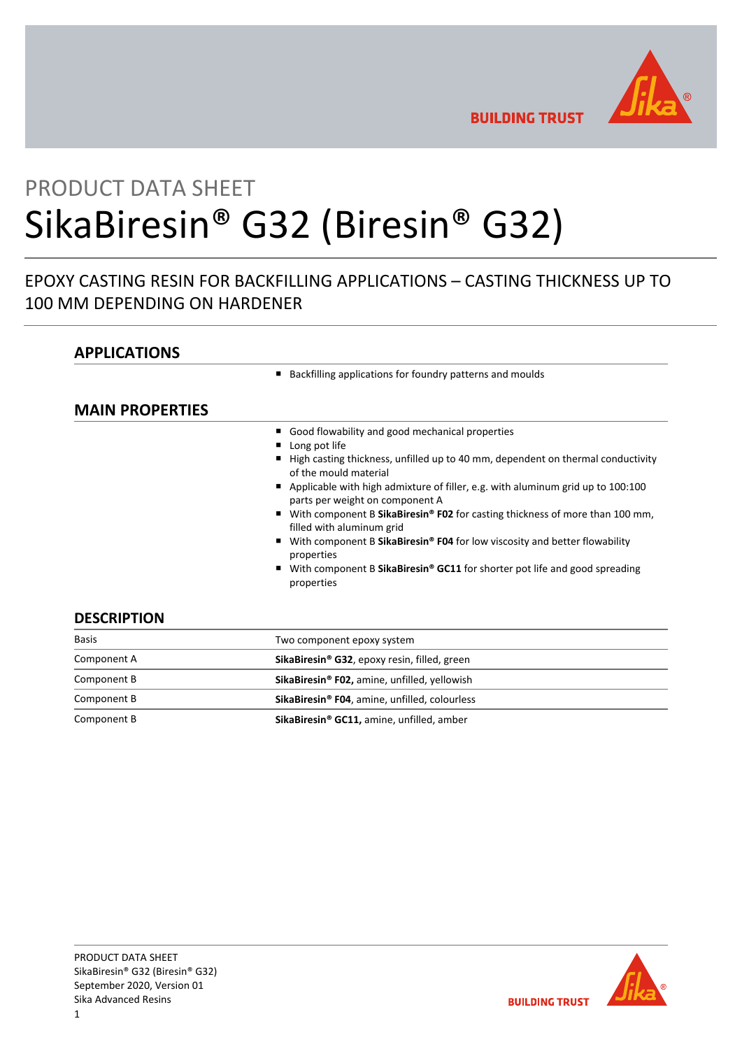PRODUCT DATA SHEET

# SikaBiresin® G32 (Biresin® G32)

EPOXY CASTING RESIN FOR BACKFILLING APPLICATIONS – CASTING THICKNESS UP TO 100 MM DEPENDING ON HARDENER

## APPLICATIONS

- Backfilling applications for foundry patterns and moulds

## MAIN PROPERTIES

- Good flowability and good mechanical properties
- Long pot life
- High casting thickness, unfilled up to 40 mm, dependent on thermal conductivity of the mould material
- Applicable with high admixture of filler, e.g. with aluminum grid up to 100:100 parts per weight on component A
- With component B **SikaBiresin® F02** for casting thickness of more than 100 mm, filled with aluminum grid
- With component B **SikaBiresin® F04** for low viscosity and better flowability properties
- With component B **SikaBiresin® GC11** for shorter pot life and good spreading properties

## DESCRIPTION

| | |
|---|---|
| Basis | Two component epoxy system |
| Component A | **SikaBiresin® G32**, epoxy resin, filled, green |
| Component B | **SikaBiresin® F02,** amine, unfilled, yellowish |
| Component B | **SikaBiresin® F04**, amine, unfilled, colourless |
| Component B | **SikaBiresin® GC11,** amine, unfilled, amber |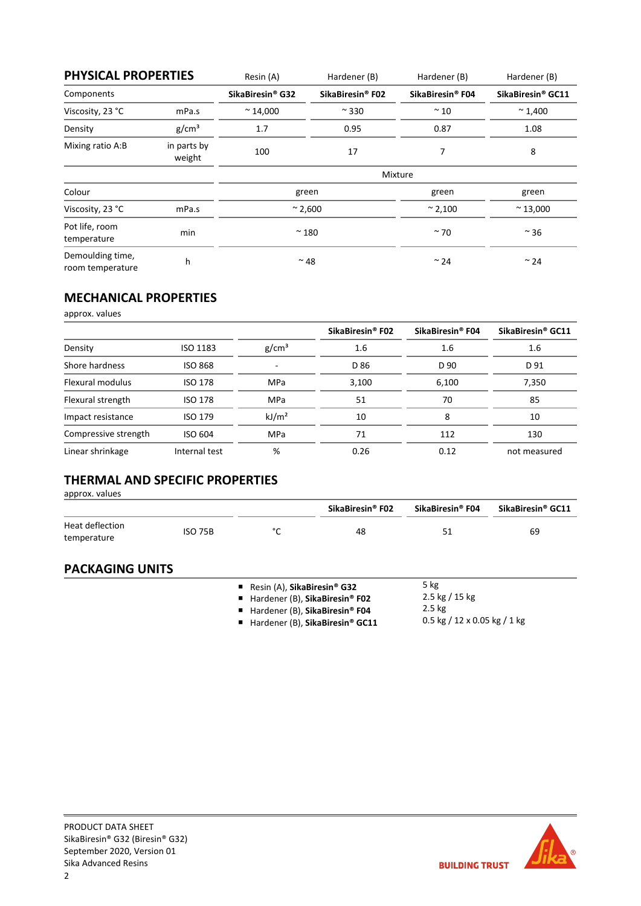## PHYSICAL PROPERTIES

| | | Resin (A) | Hardener (B) | Hardener (B) | Hardener (B) |
|---|---|---|---|---|---|
| Components | | **SikaBiresin® G32** | **SikaBiresin® F02** | **SikaBiresin® F04** | **SikaBiresin® GC11** |
| Viscosity, 23 °C | mPa.s | ~ 14,000 | ~ 330 | ~ 10 | ~ 1,400 |
| Density | g/cm³ | 1.7 | 0.95 | 0.87 | 1.08 |
| Mixing ratio A:B | in parts by weight | 100 | 17 | 7 | 8 |
| | | Mixture | | | |
| Colour | | green | | green | green |
| Viscosity, 23 °C | mPa.s | ~ 2,600 | | ~ 2,100 | ~ 13,000 |
| Pot life, room temperature | min | ~ 180 | | ~ 70 | ~ 36 |
| Demoulding time, room temperature | h | ~ 48 | | ~ 24 | ~ 24 |

## MECHANICAL PROPERTIES

approx. values

| | | | SikaBiresin® F02 | SikaBiresin® F04 | SikaBiresin® GC11 |
|---|---|---|---|---|---|
| Density | ISO 1183 | g/cm³ | 1.6 | 1.6 | 1.6 |
| Shore hardness | ISO 868 | - | D 86 | D 90 | D 91 |
| Flexural modulus | ISO 178 | MPa | 3,100 | 6,100 | 7,350 |
| Flexural strength | ISO 178 | MPa | 51 | 70 | 85 |
| Impact resistance | ISO 179 | kJ/m² | 10 | 8 | 10 |
| Compressive strength | ISO 604 | MPa | 71 | 112 | 130 |
| Linear shrinkage | Internal test | % | 0.26 | 0.12 | not measured |

## THERMAL AND SPECIFIC PROPERTIES

approx. values

| | | | SikaBiresin® F02 | SikaBiresin® F04 | SikaBiresin® GC11 |
|---|---|---|---|---|---|
| Heat deflection temperature | ISO 75B | °C | 48 | 51 | 69 |

## PACKAGING UNITS

- Resin (A), **SikaBiresin® G32** — 5 kg
- Hardener (B), **SikaBiresin® F02** — 2.5 kg / 15 kg
- Hardener (B), **SikaBiresin® F04** — 2.5 kg
- Hardener (B), **SikaBiresin® GC11** — 0.5 kg / 12 x 0.05 kg / 1 kg

PRODUCT DATA SHEET
SikaBiresin® G32 (Biresin® G32)
September 2020, Version 01
Sika Advanced Resins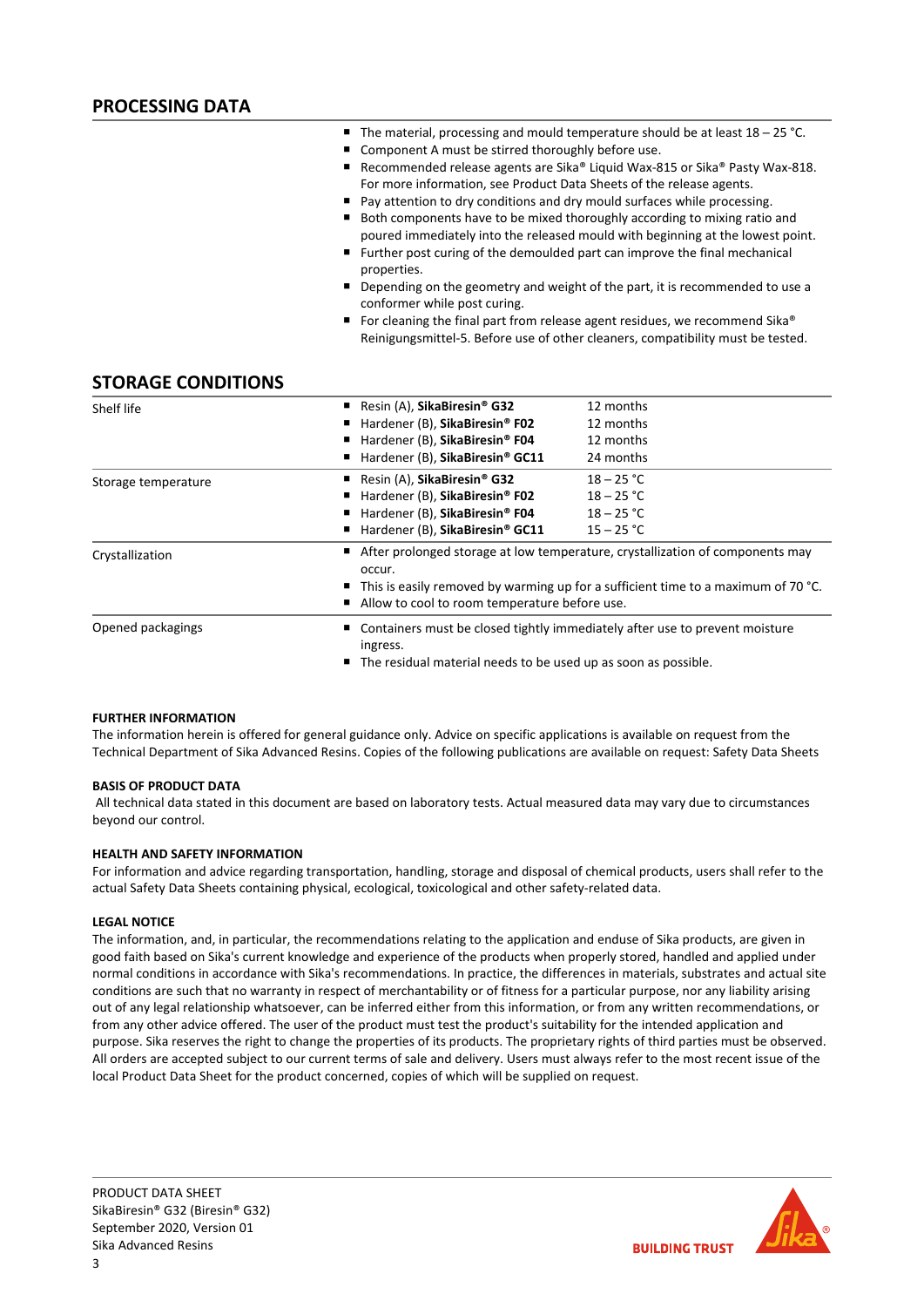## PROCESSING DATA

- The material, processing and mould temperature should be at least 18 – 25 °C.
- Component A must be stirred thoroughly before use.
- Recommended release agents are Sika® Liquid Wax-815 or Sika® Pasty Wax-818. For more information, see Product Data Sheets of the release agents.
- Pay attention to dry conditions and dry mould surfaces while processing.
- Both components have to be mixed thoroughly according to mixing ratio and poured immediately into the released mould with beginning at the lowest point.
- Further post curing of the demoulded part can improve the final mechanical properties.
- Depending on the geometry and weight of the part, it is recommended to use a conformer while post curing.
- For cleaning the final part from release agent residues, we recommend Sika® Reinigungsmittel-5. Before use of other cleaners, compatibility must be tested.

## STORAGE CONDITIONS

| | | |
|---|---|---|
| Shelf life | ▪ Resin (A), **SikaBiresin® G32** | 12 months |
| | ▪ Hardener (B), **SikaBiresin® F02** | 12 months |
| | ▪ Hardener (B), **SikaBiresin® F04** | 12 months |
| | ▪ Hardener (B), **SikaBiresin® GC11** | 24 months |
| Storage temperature | ▪ Resin (A), **SikaBiresin® G32** | 18 – 25 °C |
| | ▪ Hardener (B), **SikaBiresin® F02** | 18 – 25 °C |
| | ▪ Hardener (B), **SikaBiresin® F04** | 18 – 25 °C |
| | ▪ Hardener (B), **SikaBiresin® GC11** | 15 – 25 °C |

**Crystallization**

- After prolonged storage at low temperature, crystallization of components may occur.
- This is easily removed by warming up for a sufficient time to a maximum of 70 °C.
- Allow to cool to room temperature before use.

**Opened packagings**

- Containers must be closed tightly immediately after use to prevent moisture ingress.
- The residual material needs to be used up as soon as possible.

### FURTHER INFORMATION

The information herein is offered for general guidance only. Advice on specific applications is available on request from the Technical Department of Sika Advanced Resins. Copies of the following publications are available on request: Safety Data Sheets

### BASIS OF PRODUCT DATA

All technical data stated in this document are based on laboratory tests. Actual measured data may vary due to circumstances beyond our control.

### HEALTH AND SAFETY INFORMATION

For information and advice regarding transportation, handling, storage and disposal of chemical products, users shall refer to the actual Safety Data Sheets containing physical, ecological, toxicological and other safety-related data.

### LEGAL NOTICE

The information, and, in particular, the recommendations relating to the application and enduse of Sika products, are given in good faith based on Sika's current knowledge and experience of the products when properly stored, handled and applied under normal conditions in accordance with Sika's recommendations. In practice, the differences in materials, substrates and actual site conditions are such that no warranty in respect of merchantability or of fitness for a particular purpose, nor any liability arising out of any legal relationship whatsoever, can be inferred either from this information, or from any written recommendations, or from any other advice offered. The user of the product must test the product's suitability for the intended application and purpose. Sika reserves the right to change the properties of its products. The proprietary rights of third parties must be observed. All orders are accepted subject to our current terms of sale and delivery. Users must always refer to the most recent issue of the local Product Data Sheet for the product concerned, copies of which will be supplied on request.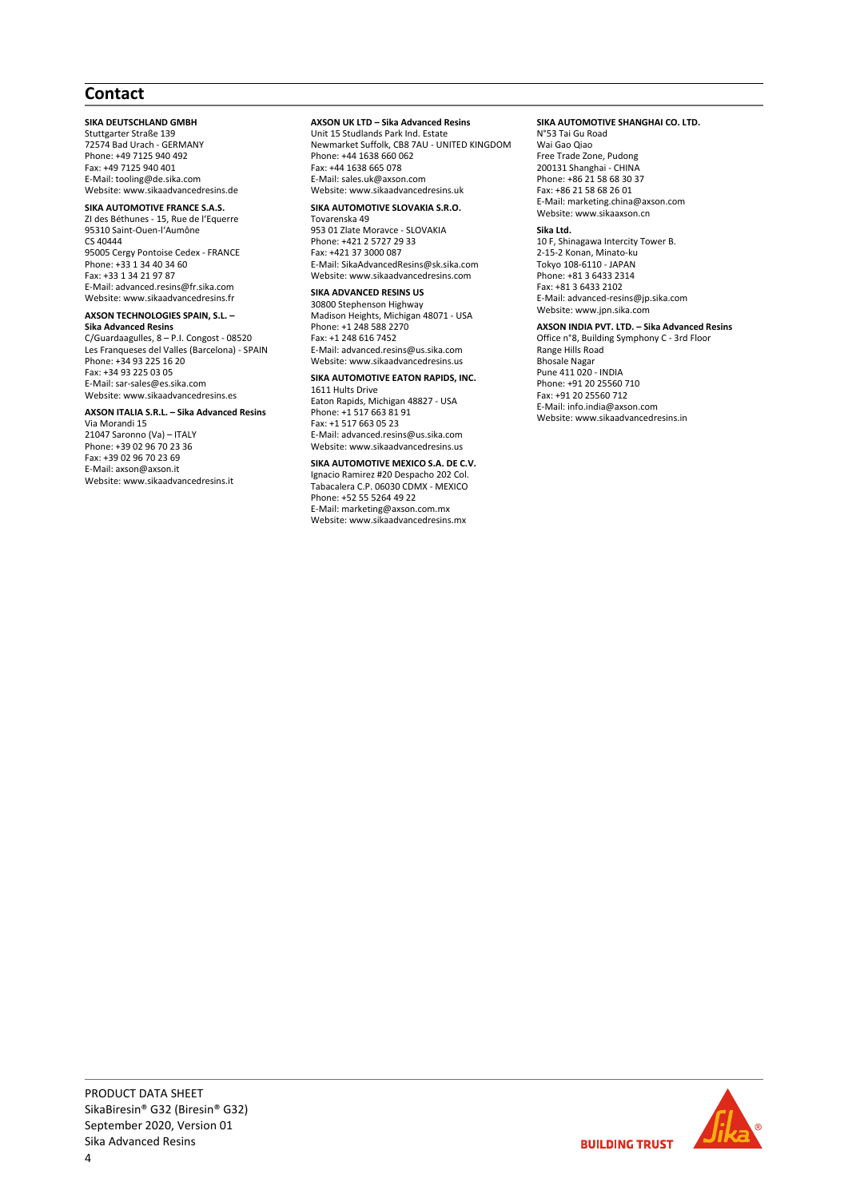## Contact

**SIKA DEUTSCHLAND GMBH**
Stuttgarter Straße 139
72574 Bad Urach - GERMANY
Phone: +49 7125 940 492
Fax: +49 7125 940 401
E-Mail: tooling@de.sika.com
Website: www.sikaadvancedresins.de

**SIKA AUTOMOTIVE FRANCE S.A.S.**
ZI des Béthunes - 15, Rue de l'Equerre
95310 Saint-Ouen-l'Aumône
CS 40444
95005 Cergy Pontoise Cedex - FRANCE
Phone: +33 1 34 40 34 60
Fax: +33 1 34 21 97 87
E-Mail: advanced.resins@fr.sika.com
Website: www.sikaadvancedresins.fr

**AXSON TECHNOLOGIES SPAIN, S.L. – Sika Advanced Resins**
C/Guardaagulles, 8 – P.I. Congost - 08520
Les Franqueses del Valles (Barcelona) - SPAIN
Phone: +34 93 225 16 20
Fax: +34 93 225 03 05
E-Mail: sar-sales@es.sika.com
Website: www.sikaadvancedresins.es

**AXSON ITALIA S.R.L. – Sika Advanced Resins**
Via Morandi 15
21047 Saronno (Va) – ITALY
Phone: +39 02 96 70 23 36
Fax: +39 02 96 70 23 69
E-Mail: axson@axson.it
Website: www.sikaadvancedresins.it

**AXSON UK LTD – Sika Advanced Resins**
Unit 15 Studlands Park Ind. Estate
Newmarket Suffolk, CB8 7AU - UNITED KINGDOM
Phone: +44 1638 660 062
Fax: +44 1638 665 078
E-Mail: sales.uk@axson.com
Website: www.sikaadvancedresins.uk

**SIKA AUTOMOTIVE SLOVAKIA S.R.O.**
Tovarenska 49
953 01 Zlate Moravce - SLOVAKIA
Phone: +421 2 5727 29 33
Fax: +421 37 3000 087
E-Mail: SikaAdvancedResins@sk.sika.com
Website: www.sikaadvancedresins.com

**SIKA ADVANCED RESINS US**
30800 Stephenson Highway
Madison Heights, Michigan 48071 - USA
Phone: +1 248 588 2270
Fax: +1 248 616 7452
E-Mail: advanced.resins@us.sika.com
Website: www.sikaadvancedresins.us

**SIKA AUTOMOTIVE EATON RAPIDS, INC.**
1611 Hults Drive
Eaton Rapids, Michigan 48827 - USA
Phone: +1 517 663 81 91
Fax: +1 517 663 05 23
E-Mail: advanced.resins@us.sika.com
Website: www.sikaadvancedresins.us

**SIKA AUTOMOTIVE MEXICO S.A. DE C.V.**
Ignacio Ramirez #20 Despacho 202 Col.
Tabacalera C.P. 06030 CDMX - MEXICO
Phone: +52 55 5264 49 22
E-Mail: marketing@axson.com.mx
Website: www.sikaadvancedresins.mx

**SIKA AUTOMOTIVE SHANGHAI CO. LTD.**
N°53 Tai Gu Road
Wai Gao Qiao
Free Trade Zone, Pudong
200131 Shanghai - CHINA
Phone: +86 21 58 68 30 37
Fax: +86 21 58 68 26 01
E-Mail: marketing.china@axson.com
Website: www.sikaaxson.cn

**Sika Ltd.**
10 F, Shinagawa Intercity Tower B.
2-15-2 Konan, Minato-ku
Tokyo 108-6110 - JAPAN
Phone: +81 3 6433 2314
Fax: +81 3 6433 2102
E-Mail: advanced-resins@jp.sika.com
Website: www.jpn.sika.com

**AXSON INDIA PVT. LTD. – Sika Advanced Resins**
Office n°8, Building Symphony C - 3rd Floor
Range Hills Road
Bhosale Nagar
Pune 411 020 - INDIA
Phone: +91 20 25560 710
Fax: +91 20 25560 712
E-Mail: info.india@axson.com
Website: www.sikaadvancedresins.in

PRODUCT DATA SHEET
SikaBiresin® G32 (Biresin® G32)
September 2020, Version 01
Sika Advanced Resins